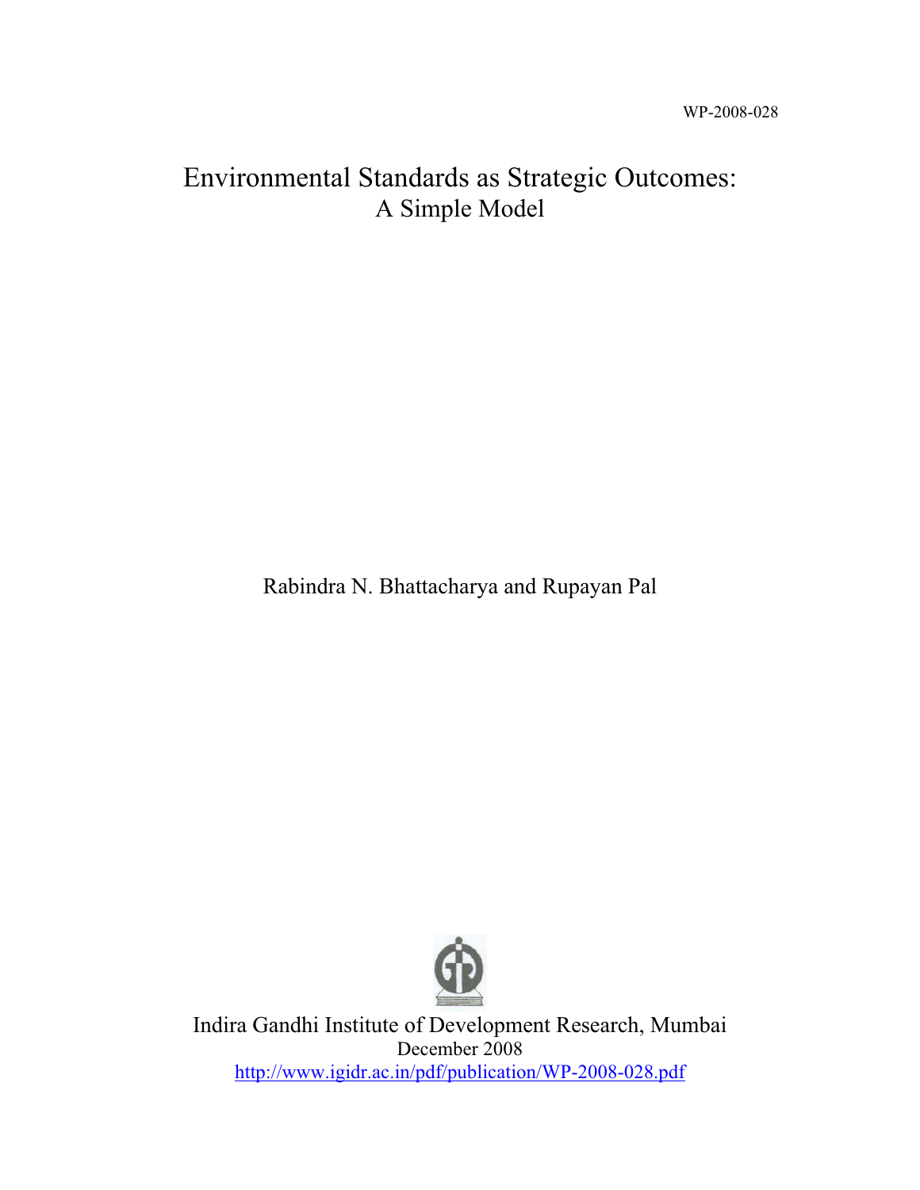WP-2008-028

# Environmental Standards as Strategic Outcomes:
## A Simple Model

Rabindra N. Bhattacharya and Rupayan Pal

Indira Gandhi Institute of Development Research, Mumbai
December 2008
http://www.igidr.ac.in/pdf/publication/WP-2008-028.pdf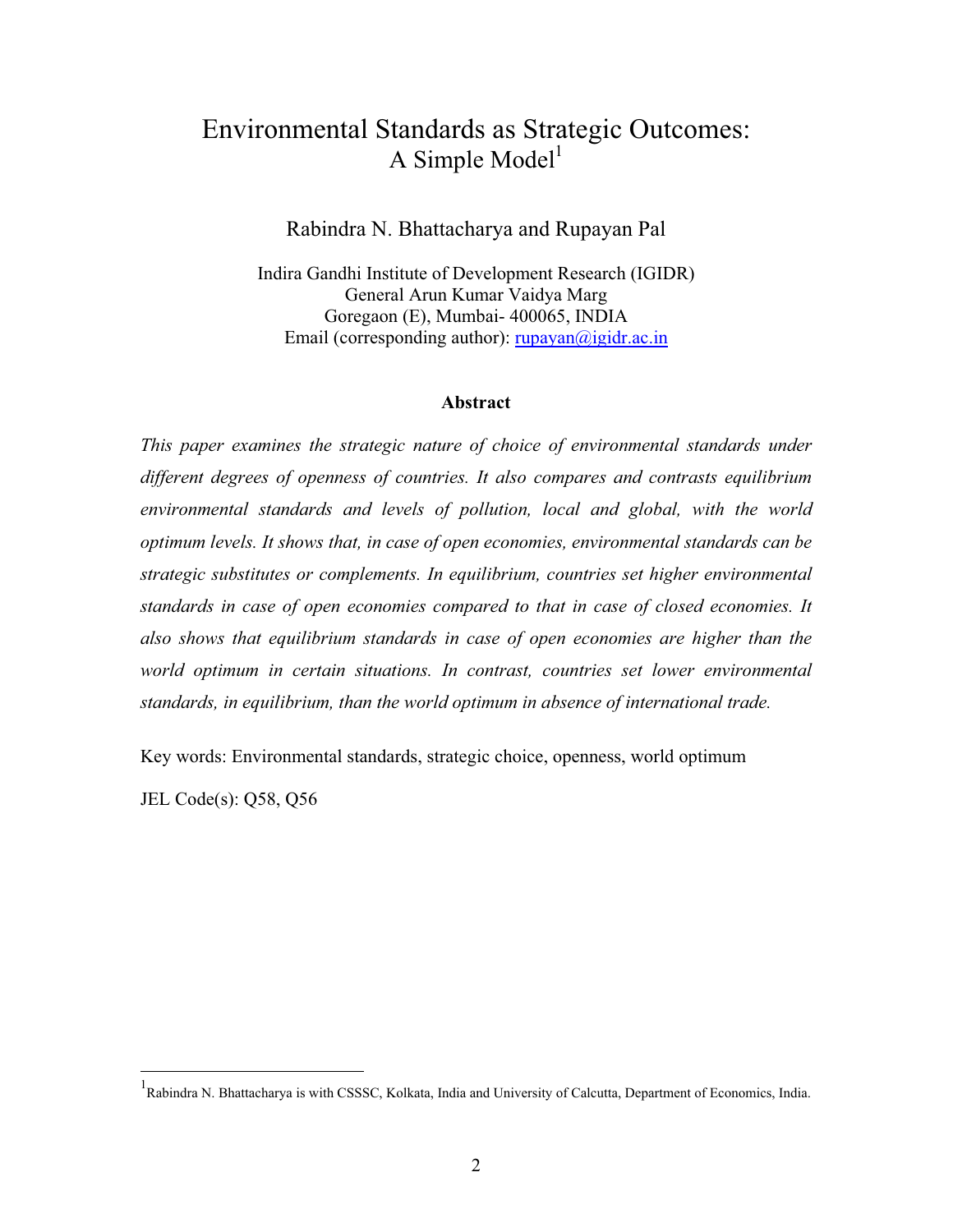# Environmental Standards as Strategic Outcomes: A Simple Model[1]

Rabindra N. Bhattacharya and Rupayan Pal

Indira Gandhi Institute of Development Research (IGIDR)
General Arun Kumar Vaidya Marg
Goregaon (E), Mumbai- 400065, INDIA
Email (corresponding author): rupayan@igidr.ac.in

**Abstract**

*This paper examines the strategic nature of choice of environmental standards under different degrees of openness of countries. It also compares and contrasts equilibrium environmental standards and levels of pollution, local and global, with the world optimum levels. It shows that, in case of open economies, environmental standards can be strategic substitutes or complements. In equilibrium, countries set higher environmental standards in case of open economies compared to that in case of closed economies. It also shows that equilibrium standards in case of open economies are higher than the world optimum in certain situations. In contrast, countries set lower environmental standards, in equilibrium, than the world optimum in absence of international trade.*

Key words: Environmental standards, strategic choice, openness, world optimum

JEL Code(s): Q58, Q56

[1] Rabindra N. Bhattacharya is with CSSSC, Kolkata, India and University of Calcutta, Department of Economics, India.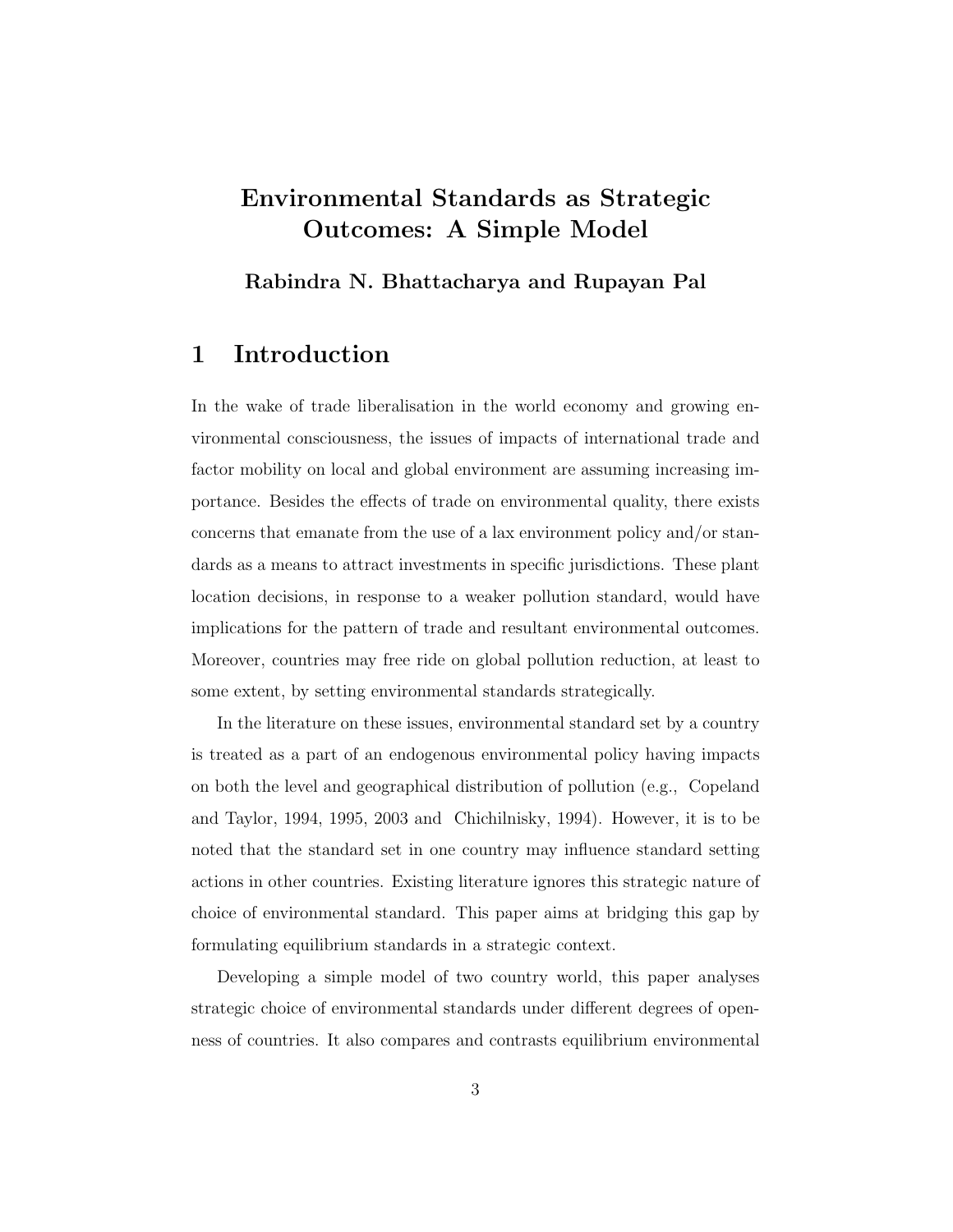# Environmental Standards as Strategic Outcomes: A Simple Model

**Rabindra N. Bhattacharya and Rupayan Pal**

## 1 Introduction

In the wake of trade liberalisation in the world economy and growing environmental consciousness, the issues of impacts of international trade and factor mobility on local and global environment are assuming increasing importance. Besides the effects of trade on environmental quality, there exists concerns that emanate from the use of a lax environment policy and/or standards as a means to attract investments in specific jurisdictions. These plant location decisions, in response to a weaker pollution standard, would have implications for the pattern of trade and resultant environmental outcomes. Moreover, countries may free ride on global pollution reduction, at least to some extent, by setting environmental standards strategically.

In the literature on these issues, environmental standard set by a country is treated as a part of an endogenous environmental policy having impacts on both the level and geographical distribution of pollution (e.g., Copeland and Taylor, 1994, 1995, 2003 and Chichilnisky, 1994). However, it is to be noted that the standard set in one country may influence standard setting actions in other countries. Existing literature ignores this strategic nature of choice of environmental standard. This paper aims at bridging this gap by formulating equilibrium standards in a strategic context.

Developing a simple model of two country world, this paper analyses strategic choice of environmental standards under different degrees of openness of countries. It also compares and contrasts equilibrium environmental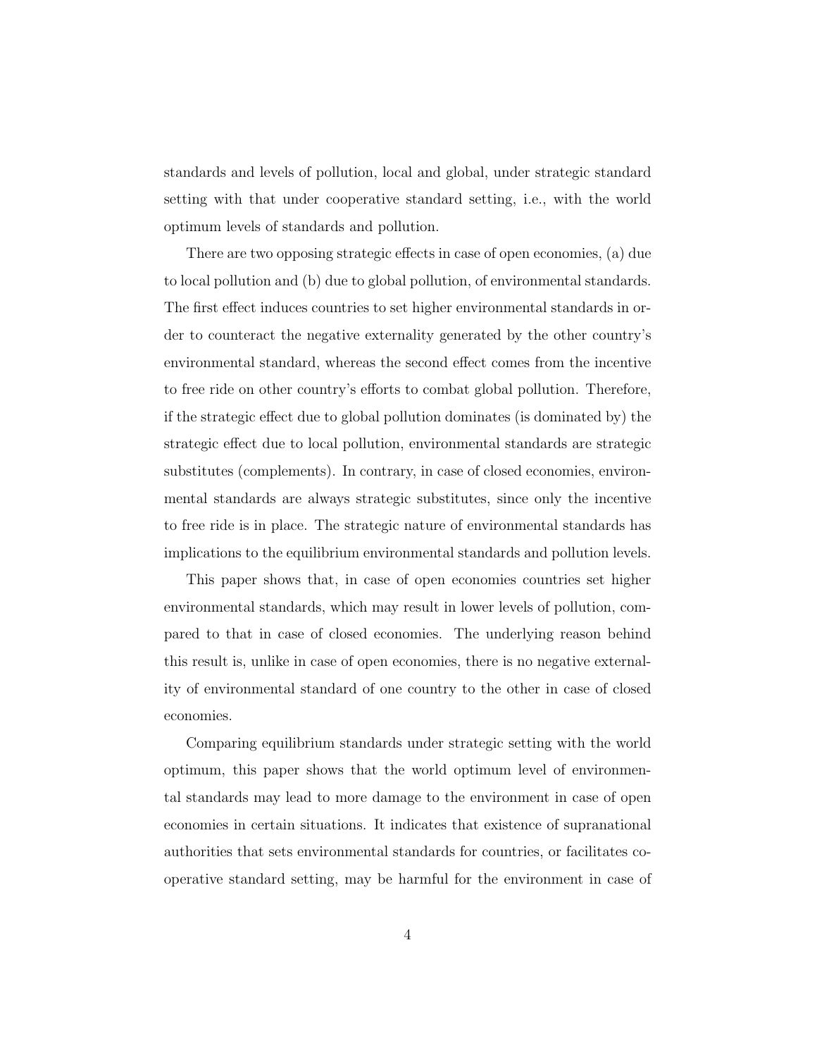standards and levels of pollution, local and global, under strategic standard setting with that under cooperative standard setting, i.e., with the world optimum levels of standards and pollution.

There are two opposing strategic effects in case of open economies, (a) due to local pollution and (b) due to global pollution, of environmental standards. The first effect induces countries to set higher environmental standards in order to counteract the negative externality generated by the other country's environmental standard, whereas the second effect comes from the incentive to free ride on other country's efforts to combat global pollution. Therefore, if the strategic effect due to global pollution dominates (is dominated by) the strategic effect due to local pollution, environmental standards are strategic substitutes (complements). In contrary, in case of closed economies, environmental standards are always strategic substitutes, since only the incentive to free ride is in place. The strategic nature of environmental standards has implications to the equilibrium environmental standards and pollution levels.

This paper shows that, in case of open economies countries set higher environmental standards, which may result in lower levels of pollution, compared to that in case of closed economies. The underlying reason behind this result is, unlike in case of open economies, there is no negative externality of environmental standard of one country to the other in case of closed economies.

Comparing equilibrium standards under strategic setting with the world optimum, this paper shows that the world optimum level of environmental standards may lead to more damage to the environment in case of open economies in certain situations. It indicates that existence of supranational authorities that sets environmental standards for countries, or facilitates cooperative standard setting, may be harmful for the environment in case of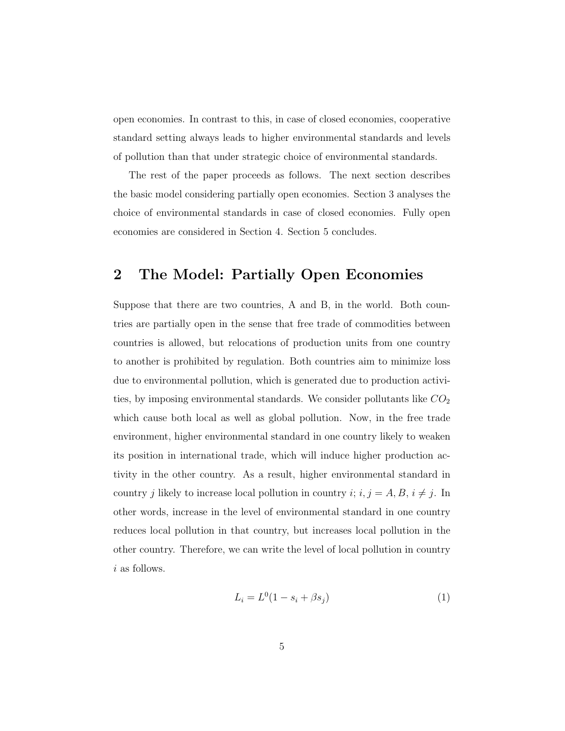open economies. In contrast to this, in case of closed economies, cooperative standard setting always leads to higher environmental standards and levels of pollution than that under strategic choice of environmental standards.

The rest of the paper proceeds as follows. The next section describes the basic model considering partially open economies. Section 3 analyses the choice of environmental standards in case of closed economies. Fully open economies are considered in Section 4. Section 5 concludes.

## 2 The Model: Partially Open Economies

Suppose that there are two countries, A and B, in the world. Both countries are partially open in the sense that free trade of commodities between countries is allowed, but relocations of production units from one country to another is prohibited by regulation. Both countries aim to minimize loss due to environmental pollution, which is generated due to production activities, by imposing environmental standards. We consider pollutants like $CO_2$ which cause both local as well as global pollution. Now, in the free trade environment, higher environmental standard in one country likely to weaken its position in international trade, which will induce higher production activity in the other country. As a result, higher environmental standard in country $j$ likely to increase local pollution in country $i$; $i, j = A, B$, $i \neq j$. In other words, increase in the level of environmental standard in one country reduces local pollution in that country, but increases local pollution in the other country. Therefore, we can write the level of local pollution in country $i$ as follows.

$$L_i = L^0(1 - s_i + \beta s_j) \tag{1}$$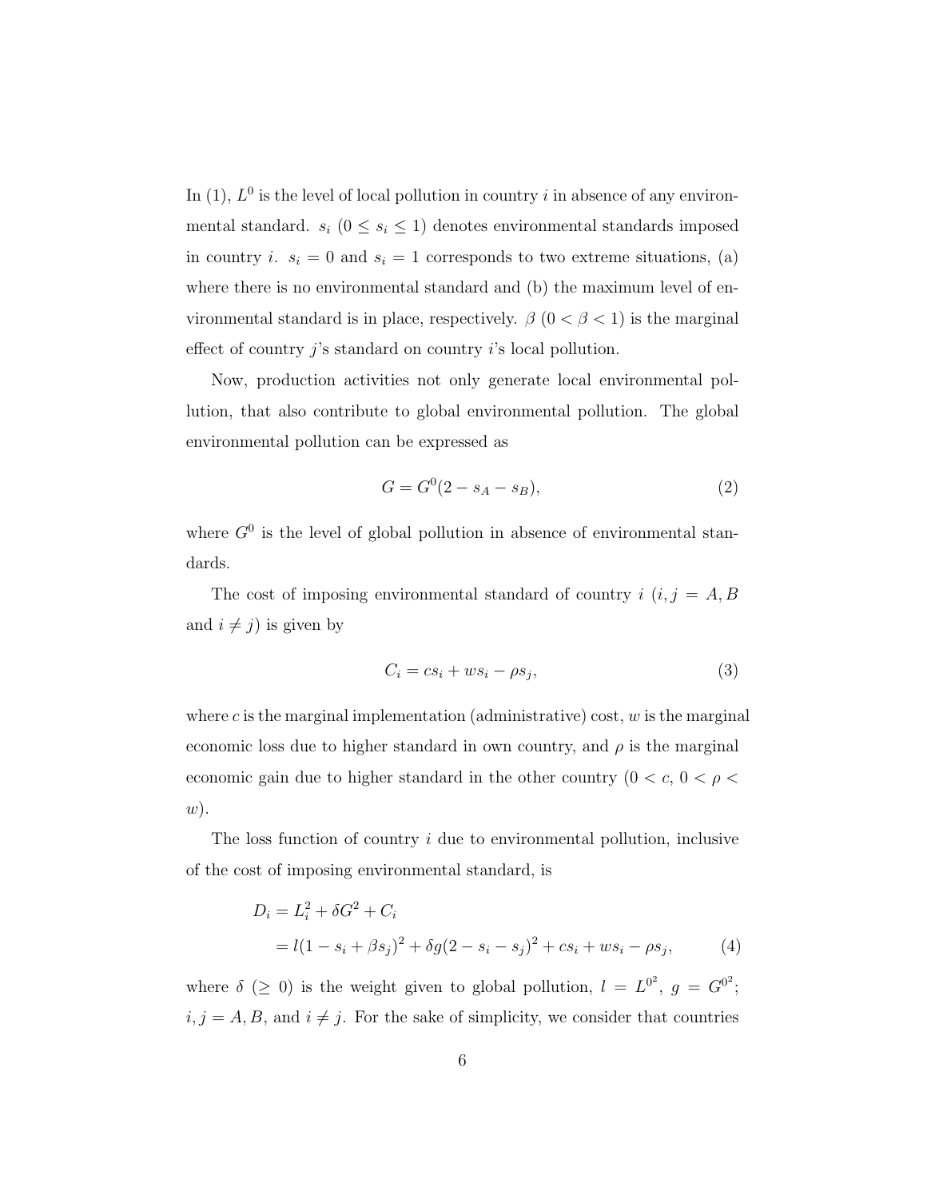In (1), $L^0$ is the level of local pollution in country $i$ in absence of any environmental standard. $s_i$ ($0 \leq s_i \leq 1$) denotes environmental standards imposed in country $i$. $s_i = 0$ and $s_i = 1$ corresponds to two extreme situations, (a) where there is no environmental standard and (b) the maximum level of environmental standard is in place, respectively. $\beta$ ($0 < \beta < 1$) is the marginal effect of country $j$'s standard on country $i$'s local pollution.

Now, production activities not only generate local environmental pollution, that also contribute to global environmental pollution. The global environmental pollution can be expressed as

$$G = G^0(2 - s_A - s_B), \tag{2}$$

where $G^0$ is the level of global pollution in absence of environmental standards.

The cost of imposing environmental standard of country $i$ ($i, j = A, B$ and $i \neq j$) is given by

$$C_i = cs_i + ws_i - \rho s_j, \tag{3}$$

where $c$ is the marginal implementation (administrative) cost, $w$ is the marginal economic loss due to higher standard in own country, and $\rho$ is the marginal economic gain due to higher standard in the other country ($0 < c$, $0 < \rho < w$).

The loss function of country $i$ due to environmental pollution, inclusive of the cost of imposing environmental standard, is

$$\begin{aligned} D_i &= L_i^2 + \delta G^2 + C_i \\ &= l(1 - s_i + \beta s_j)^2 + \delta g(2 - s_i - s_j)^2 + cs_i + ws_i - \rho s_j, \end{aligned} \tag{4}$$

where $\delta$ ($\geq 0$) is the weight given to global pollution, $l = L^{0^2}$, $g = G^{0^2}$; $i, j = A, B$, and $i \neq j$. For the sake of simplicity, we consider that countries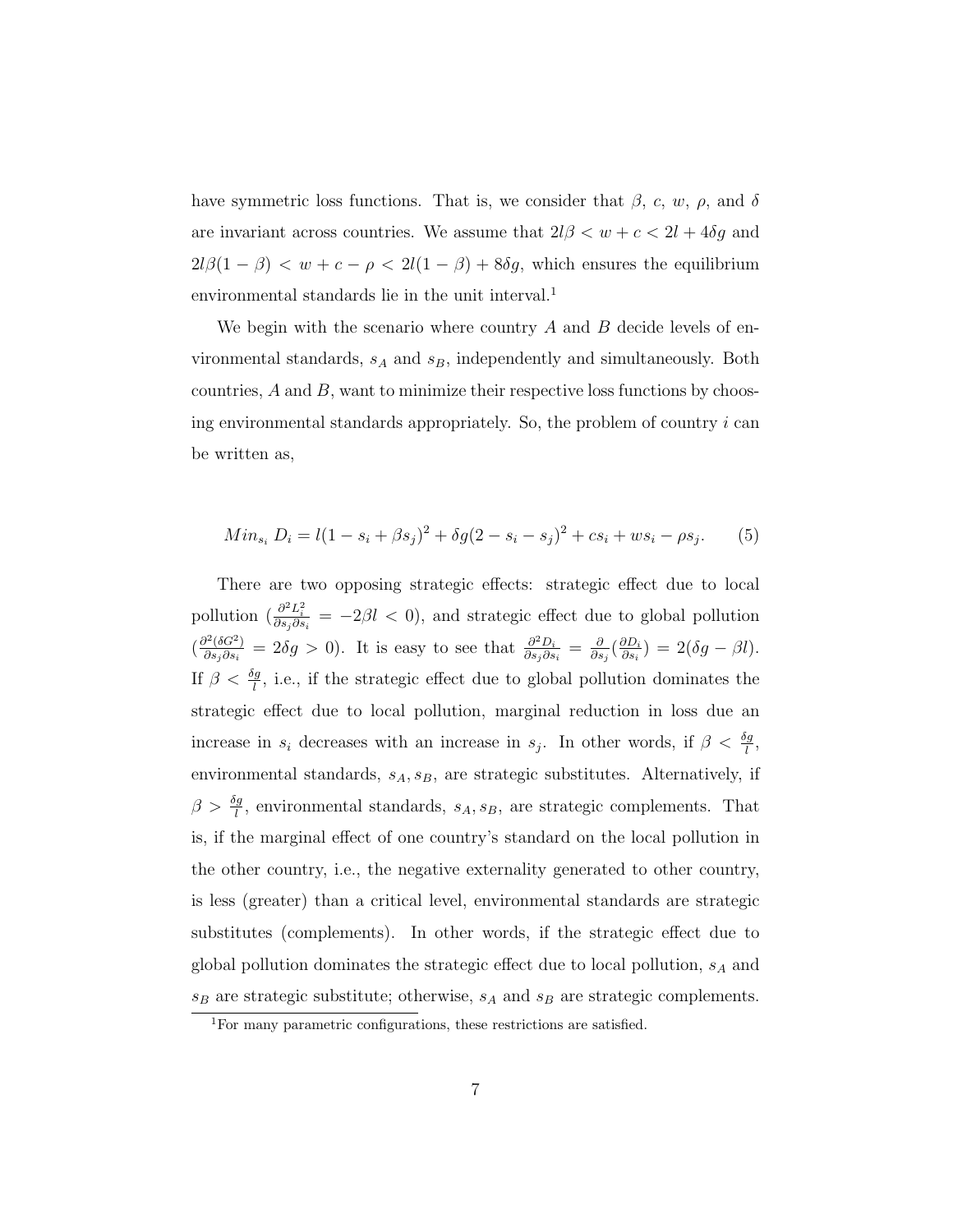have symmetric loss functions. That is, we consider that $\beta$, $c$, $w$, $\rho$, and $\delta$ are invariant across countries. We assume that $2l\beta < w + c < 2l + 4\delta g$ and $2l\beta(1-\beta) < w + c - \rho < 2l(1-\beta) + 8\delta g$, which ensures the equilibrium environmental standards lie in the unit interval.[1]

We begin with the scenario where country $A$ and $B$ decide levels of environmental standards, $s_A$ and $s_B$, independently and simultaneously. Both countries, $A$ and $B$, want to minimize their respective loss functions by choosing environmental standards appropriately. So, the problem of country $i$ can be written as,

$$Min_{s_i}\, D_i = l(1 - s_i + \beta s_j)^2 + \delta g(2 - s_i - s_j)^2 + cs_i + ws_i - \rho s_j. \tag{5}$$

There are two opposing strategic effects: strategic effect due to local pollution ($\frac{\partial^2 L_i^2}{\partial s_j \partial s_i} = -2\beta l < 0$), and strategic effect due to global pollution ($\frac{\partial^2 (\delta G^2)}{\partial s_j \partial s_i} = 2\delta g > 0$). It is easy to see that $\frac{\partial^2 D_i}{\partial s_j \partial s_i} = \frac{\partial}{\partial s_j}(\frac{\partial D_i}{\partial s_i}) = 2(\delta g - \beta l)$. If $\beta < \frac{\delta g}{l}$, i.e., if the strategic effect due to global pollution dominates the strategic effect due to local pollution, marginal reduction in loss due an increase in $s_i$ decreases with an increase in $s_j$. In other words, if $\beta < \frac{\delta g}{l}$, environmental standards, $s_A, s_B$, are strategic substitutes. Alternatively, if $\beta > \frac{\delta g}{l}$, environmental standards, $s_A, s_B$, are strategic complements. That is, if the marginal effect of one country's standard on the local pollution in the other country, i.e., the negative externality generated to other country, is less (greater) than a critical level, environmental standards are strategic substitutes (complements). In other words, if the strategic effect due to global pollution dominates the strategic effect due to local pollution, $s_A$ and $s_B$ are strategic substitute; otherwise, $s_A$ and $s_B$ are strategic complements.

[1] For many parametric configurations, these restrictions are satisfied.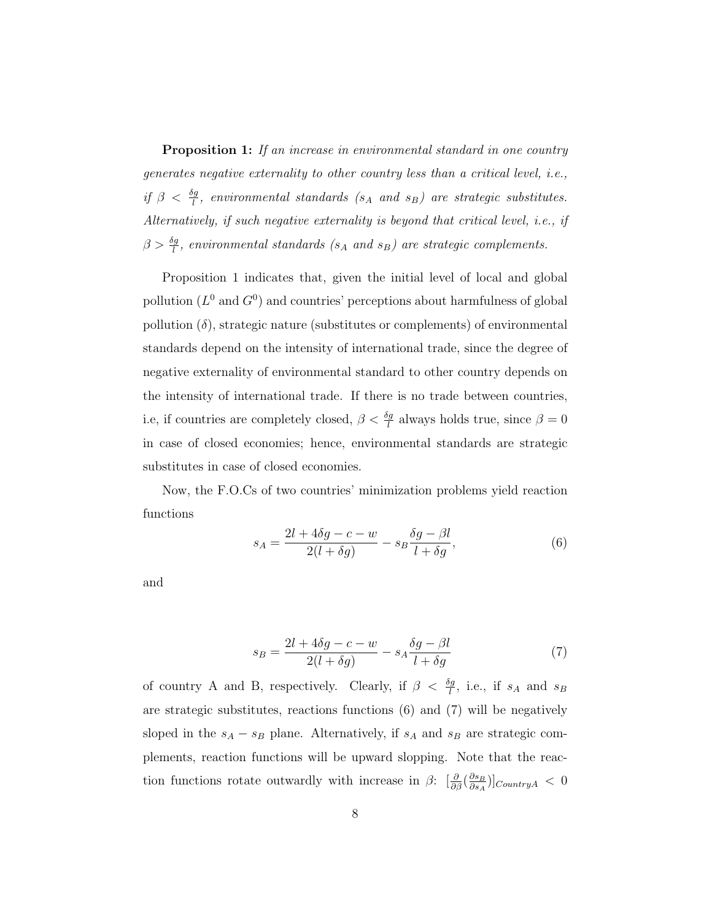**Proposition 1:** *If an increase in environmental standard in one country generates negative externality to other country less than a critical level, i.e., if $\beta < \frac{\delta g}{l}$, environmental standards ($s_A$ and $s_B$) are strategic substitutes. Alternatively, if such negative externality is beyond that critical level, i.e., if $\beta > \frac{\delta g}{l}$, environmental standards ($s_A$ and $s_B$) are strategic complements.*

Proposition 1 indicates that, given the initial level of local and global pollution ($L^0$ and $G^0$) and countries' perceptions about harmfulness of global pollution ($\delta$), strategic nature (substitutes or complements) of environmental standards depend on the intensity of international trade, since the degree of negative externality of environmental standard to other country depends on the intensity of international trade. If there is no trade between countries, i.e, if countries are completely closed, $\beta < \frac{\delta g}{l}$ always holds true, since $\beta = 0$ in case of closed economies; hence, environmental standards are strategic substitutes in case of closed economies.

Now, the F.O.Cs of two countries' minimization problems yield reaction functions

$$s_A = \frac{2l + 4\delta g - c - w}{2(l + \delta g)} - s_B \frac{\delta g - \beta l}{l + \delta g}, \tag{6}$$

and

$$s_B = \frac{2l + 4\delta g - c - w}{2(l + \delta g)} - s_A \frac{\delta g - \beta l}{l + \delta g} \tag{7}$$

of country A and B, respectively. Clearly, if $\beta < \frac{\delta g}{l}$, i.e., if $s_A$ and $s_B$ are strategic substitutes, reactions functions (6) and (7) will be negatively sloped in the $s_A - s_B$ plane. Alternatively, if $s_A$ and $s_B$ are strategic complements, reaction functions will be upward slopping. Note that the reaction functions rotate outwardly with increase in $\beta$: $[\frac{\partial}{\partial \beta}(\frac{\partial s_B}{\partial s_A})]_{CountryA} < 0$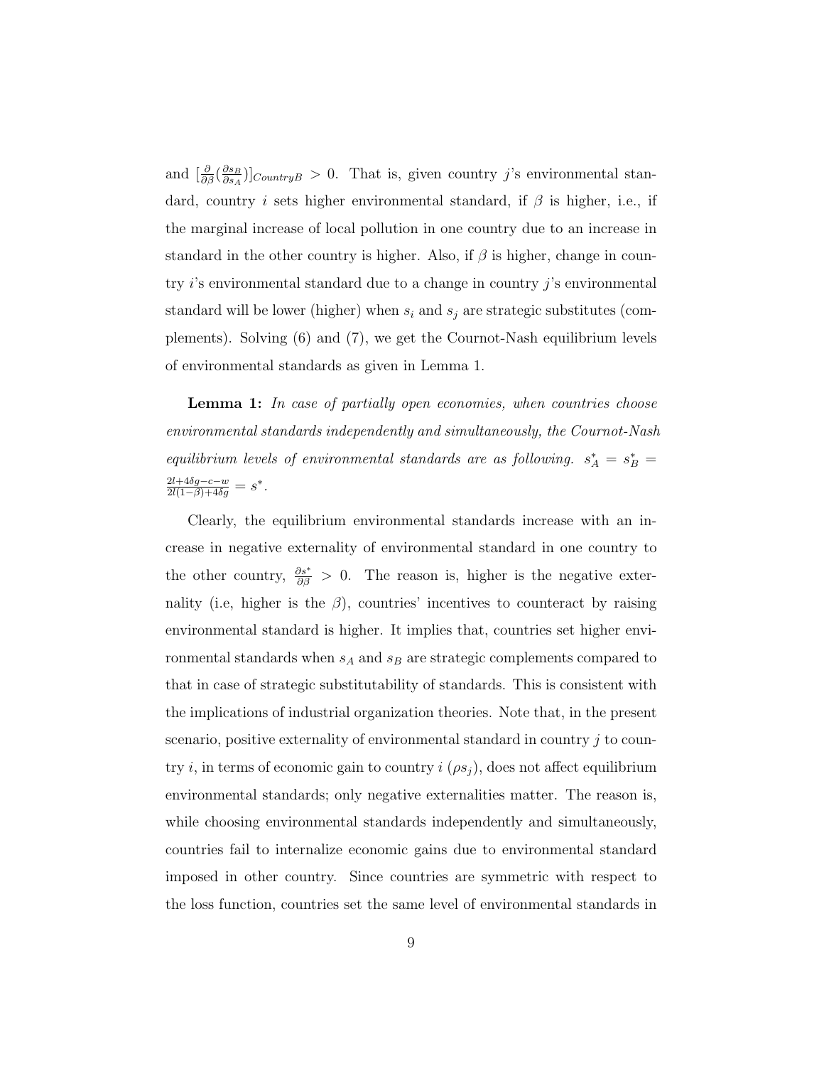and $[\frac{\partial}{\partial \beta}(\frac{\partial s_B}{\partial s_A})]_{CountryB} > 0$. That is, given country $j$'s environmental standard, country $i$ sets higher environmental standard, if $\beta$ is higher, i.e., if the marginal increase of local pollution in one country due to an increase in standard in the other country is higher. Also, if $\beta$ is higher, change in country $i$'s environmental standard due to a change in country $j$'s environmental standard will be lower (higher) when $s_i$ and $s_j$ are strategic substitutes (complements). Solving (6) and (7), we get the Cournot-Nash equilibrium levels of environmental standards as given in Lemma 1.

**Lemma 1:** *In case of partially open economies, when countries choose environmental standards independently and simultaneously, the Cournot-Nash equilibrium levels of environmental standards are as following.* $s_A^* = s_B^* = \frac{2l+4\delta g-c-w}{2l(1-\beta)+4\delta g} = s^*$.

Clearly, the equilibrium environmental standards increase with an increase in negative externality of environmental standard in one country to the other country, $\frac{\partial s^*}{\partial \beta} > 0$. The reason is, higher is the negative externality (i.e, higher is the $\beta$), countries' incentives to counteract by raising environmental standard is higher. It implies that, countries set higher environmental standards when $s_A$ and $s_B$ are strategic complements compared to that in case of strategic substitutability of standards. This is consistent with the implications of industrial organization theories. Note that, in the present scenario, positive externality of environmental standard in country $j$ to country $i$, in terms of economic gain to country $i$ ($\rho s_j$), does not affect equilibrium environmental standards; only negative externalities matter. The reason is, while choosing environmental standards independently and simultaneously, countries fail to internalize economic gains due to environmental standard imposed in other country. Since countries are symmetric with respect to the loss function, countries set the same level of environmental standards in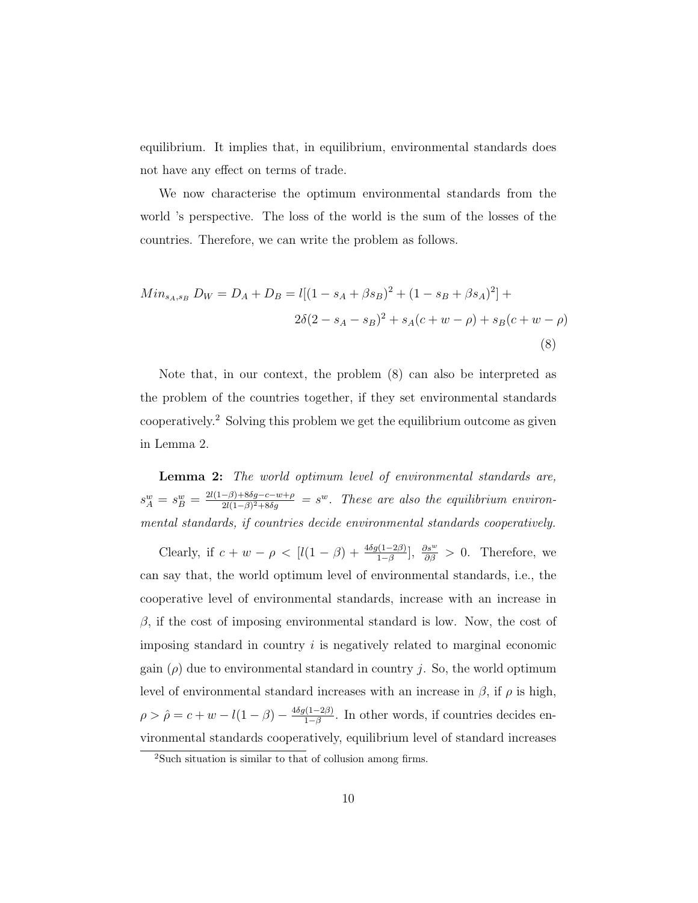equilibrium. It implies that, in equilibrium, environmental standards does not have any effect on terms of trade.

We now characterise the optimum environmental standards from the world 's perspective. The loss of the world is the sum of the losses of the countries. Therefore, we can write the problem as follows.

$$
\begin{aligned}
Min_{s_A,s_B}\ D_W = D_A + D_B = l[(1-s_A+\beta s_B)^2 + (1-s_B+\beta s_A)^2] + \\
2\delta(2-s_A-s_B)^2 + s_A(c+w-\rho) + s_B(c+w-\rho)
\end{aligned}
\tag{8}
$$

Note that, in our context, the problem (8) can also be interpreted as the problem of the countries together, if they set environmental standards cooperatively.[2] Solving this problem we get the equilibrium outcome as given in Lemma 2.

**Lemma 2:** *The world optimum level of environmental standards are,* $s_A^w = s_B^w = \frac{2l(1-\beta)+8\delta g-c-w+\rho}{2l(1-\beta)^2+8\delta g} = s^w$. *These are also the equilibrium environmental standards, if countries decide environmental standards cooperatively.*

Clearly, if $c+w-\rho < [l(1-\beta) + \frac{4\delta g(1-2\beta)}{1-\beta}]$, $\frac{\partial s^w}{\partial \beta} > 0$. Therefore, we can say that, the world optimum level of environmental standards, i.e., the cooperative level of environmental standards, increase with an increase in $\beta$, if the cost of imposing environmental standard is low. Now, the cost of imposing standard in country $i$ is negatively related to marginal economic gain ($\rho$) due to environmental standard in country $j$. So, the world optimum level of environmental standard increases with an increase in $\beta$, if $\rho$ is high, $\rho > \hat{\rho} = c+w-l(1-\beta) - \frac{4\delta g(1-2\beta)}{1-\beta}$. In other words, if countries decides environmental standards cooperatively, equilibrium level of standard increases

[2] Such situation is similar to that of collusion among firms.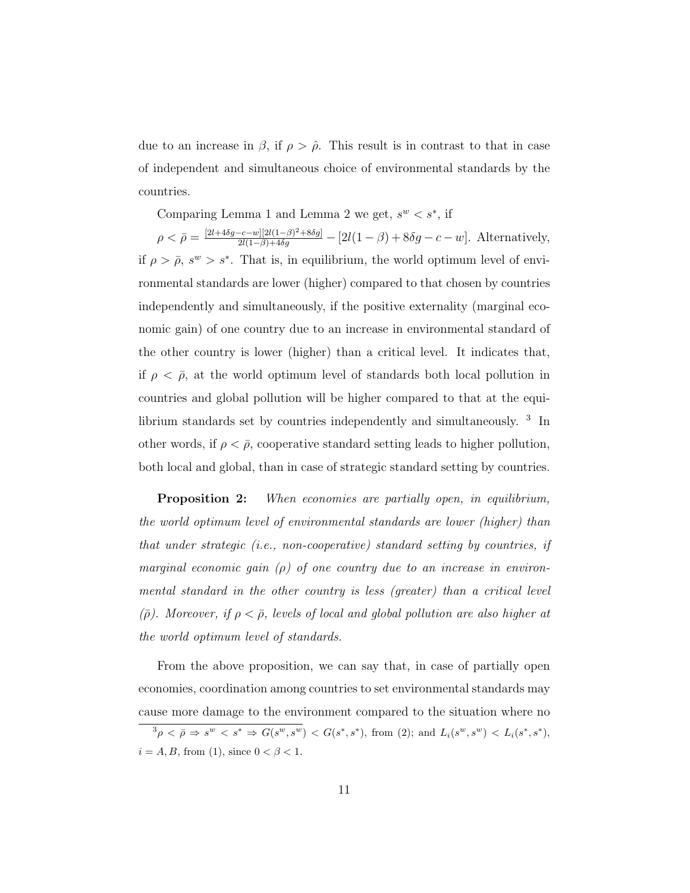due to an increase in $\beta$, if $\rho > \hat{\rho}$. This result is in contrast to that in case of independent and simultaneous choice of environmental standards by the countries.

Comparing Lemma 1 and Lemma 2 we get, $s^w < s^*$, if

$\rho < \bar{\rho} = \frac{[2l+4\delta g-c-w][2l(1-\beta)^2+8\delta g]}{2l(1-\beta)+4\delta g} - [2l(1-\beta)+8\delta g-c-w]$. Alternatively, if $\rho > \bar{\rho}$, $s^w > s^*$. That is, in equilibrium, the world optimum level of environmental standards are lower (higher) compared to that chosen by countries independently and simultaneously, if the positive externality (marginal economic gain) of one country due to an increase in environmental standard of the other country is lower (higher) than a critical level. It indicates that, if $\rho < \bar{\rho}$, at the world optimum level of standards both local pollution in countries and global pollution will be higher compared to that at the equilibrium standards set by countries independently and simultaneously. [3] In other words, if $\rho < \bar{\rho}$, cooperative standard setting leads to higher pollution, both local and global, than in case of strategic standard setting by countries.

**Proposition 2:** *When economies are partially open, in equilibrium, the world optimum level of environmental standards are lower (higher) than that under strategic (i.e., non-cooperative) standard setting by countries, if marginal economic gain ($\rho$) of one country due to an increase in environmental standard in the other country is less (greater) than a critical level ($\bar{\rho}$). Moreover, if $\rho < \bar{\rho}$, levels of local and global pollution are also higher at the world optimum level of standards.*

From the above proposition, we can say that, in case of partially open economies, coordination among countries to set environmental standards may cause more damage to the environment compared to the situation where no

[3] $\rho < \bar{\rho} \Rightarrow s^w < s^* \Rightarrow G(s^w, s^w) < G(s^*, s^*)$, from (2); and $L_i(s^w, s^w) < L_i(s^*, s^*)$, $i = A, B$, from (1), since $0 < \beta < 1$.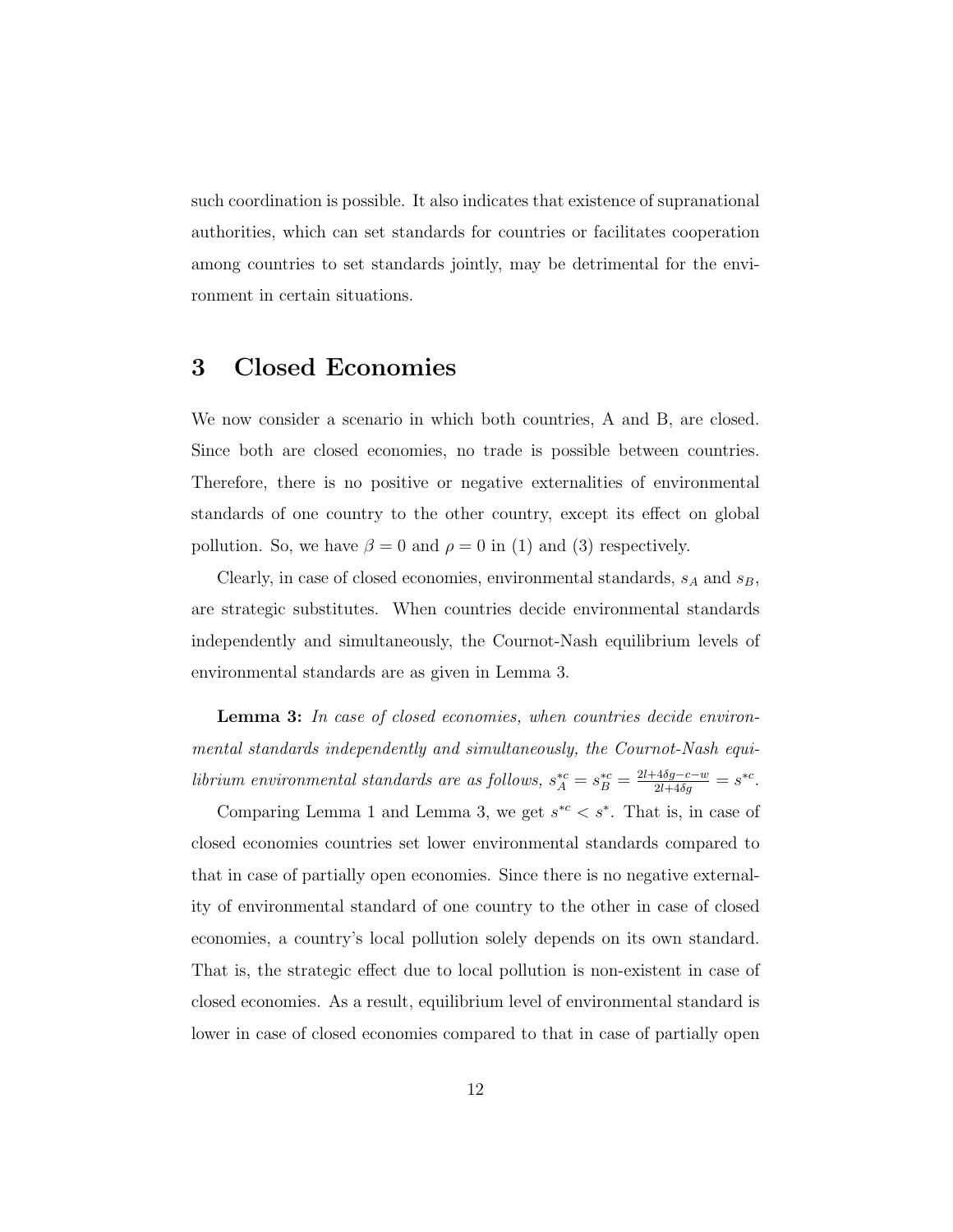such coordination is possible. It also indicates that existence of supranational authorities, which can set standards for countries or facilitates cooperation among countries to set standards jointly, may be detrimental for the environment in certain situations.

# 3 Closed Economies

We now consider a scenario in which both countries, A and B, are closed. Since both are closed economies, no trade is possible between countries. Therefore, there is no positive or negative externalities of environmental standards of one country to the other country, except its effect on global pollution. So, we have $\beta = 0$ and $\rho = 0$ in (1) and (3) respectively.

Clearly, in case of closed economies, environmental standards, $s_A$ and $s_B$, are strategic substitutes. When countries decide environmental standards independently and simultaneously, the Cournot-Nash equilibrium levels of environmental standards are as given in Lemma 3.

**Lemma 3:** *In case of closed economies, when countries decide environmental standards independently and simultaneously, the Cournot-Nash equilibrium environmental standards are as follows,* $s_A^{*c} = s_B^{*c} = \frac{2l+4\delta g-c-w}{2l+4\delta g} = s^{*c}$.

Comparing Lemma 1 and Lemma 3, we get $s^{*c} < s^*$. That is, in case of closed economies countries set lower environmental standards compared to that in case of partially open economies. Since there is no negative externality of environmental standard of one country to the other in case of closed economies, a country's local pollution solely depends on its own standard. That is, the strategic effect due to local pollution is non-existent in case of closed economies. As a result, equilibrium level of environmental standard is lower in case of closed economies compared to that in case of partially open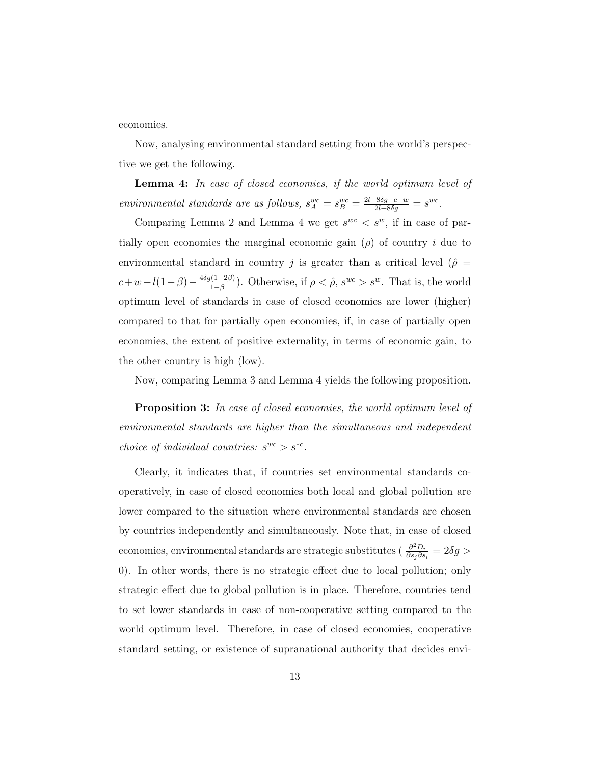economies.

Now, analysing environmental standard setting from the world's perspective we get the following.

**Lemma 4:** *In case of closed economies, if the world optimum level of environmental standards are as follows,* $s_A^{wc} = s_B^{wc} = \frac{2l+8\delta g-c-w}{2l+8\delta g} = s^{wc}$.

Comparing Lemma 2 and Lemma 4 we get $s^{wc} < s^w$, if in case of partially open economies the marginal economic gain ($\rho$) of country $i$ due to environmental standard in country $j$ is greater than a critical level ($\hat{\rho} = c+w-l(1-\beta)-\frac{4\delta g(1-2\beta)}{1-\beta}$). Otherwise, if $\rho < \hat{\rho}$, $s^{wc} > s^w$. That is, the world optimum level of standards in case of closed economies are lower (higher) compared to that for partially open economies, if, in case of partially open economies, the extent of positive externality, in terms of economic gain, to the other country is high (low).

Now, comparing Lemma 3 and Lemma 4 yields the following proposition.

**Proposition 3:** *In case of closed economies, the world optimum level of environmental standards are higher than the simultaneous and independent choice of individual countries:* $s^{wc} > s^{*c}$.

Clearly, it indicates that, if countries set environmental standards cooperatively, in case of closed economies both local and global pollution are lower compared to the situation where environmental standards are chosen by countries independently and simultaneously. Note that, in case of closed economies, environmental standards are strategic substitutes ( $\frac{\partial^2 D_i}{\partial s_j \partial s_i} = 2\delta g > 0$). In other words, there is no strategic effect due to local pollution; only strategic effect due to global pollution is in place. Therefore, countries tend to set lower standards in case of non-cooperative setting compared to the world optimum level. Therefore, in case of closed economies, cooperative standard setting, or existence of supranational authority that decides envi-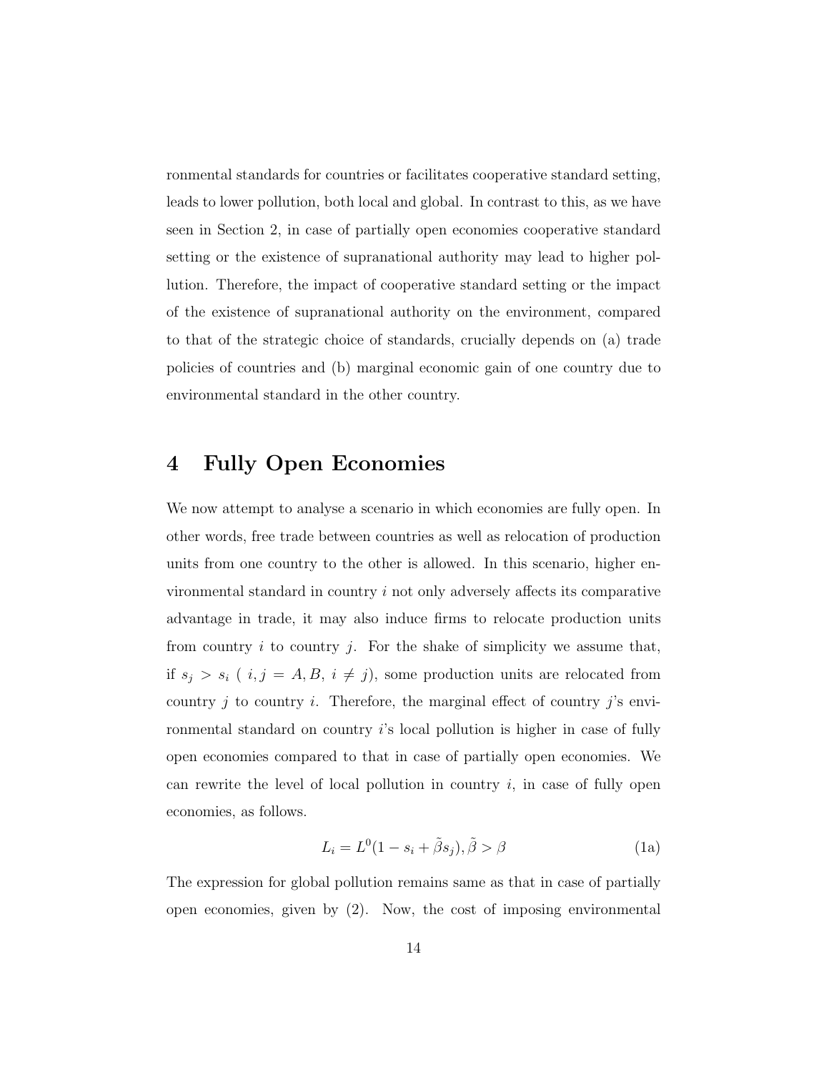ronmental standards for countries or facilitates cooperative standard setting, leads to lower pollution, both local and global. In contrast to this, as we have seen in Section 2, in case of partially open economies cooperative standard setting or the existence of supranational authority may lead to higher pollution. Therefore, the impact of cooperative standard setting or the impact of the existence of supranational authority on the environment, compared to that of the strategic choice of standards, crucially depends on (a) trade policies of countries and (b) marginal economic gain of one country due to environmental standard in the other country.

## 4 Fully Open Economies

We now attempt to analyse a scenario in which economies are fully open. In other words, free trade between countries as well as relocation of production units from one country to the other is allowed. In this scenario, higher environmental standard in country $i$ not only adversely affects its comparative advantage in trade, it may also induce firms to relocate production units from country $i$ to country $j$. For the shake of simplicity we assume that, if $s_j > s_i$ ( $i, j = A, B,\ i \neq j$), some production units are relocated from country $j$ to country $i$. Therefore, the marginal effect of country $j$'s environmental standard on country $i$'s local pollution is higher in case of fully open economies compared to that in case of partially open economies. We can rewrite the level of local pollution in country $i$, in case of fully open economies, as follows.

$$L_i = L^0(1 - s_i + \tilde{\beta} s_j), \tilde{\beta} > \beta \tag{1a}$$

The expression for global pollution remains same as that in case of partially open economies, given by (2). Now, the cost of imposing environmental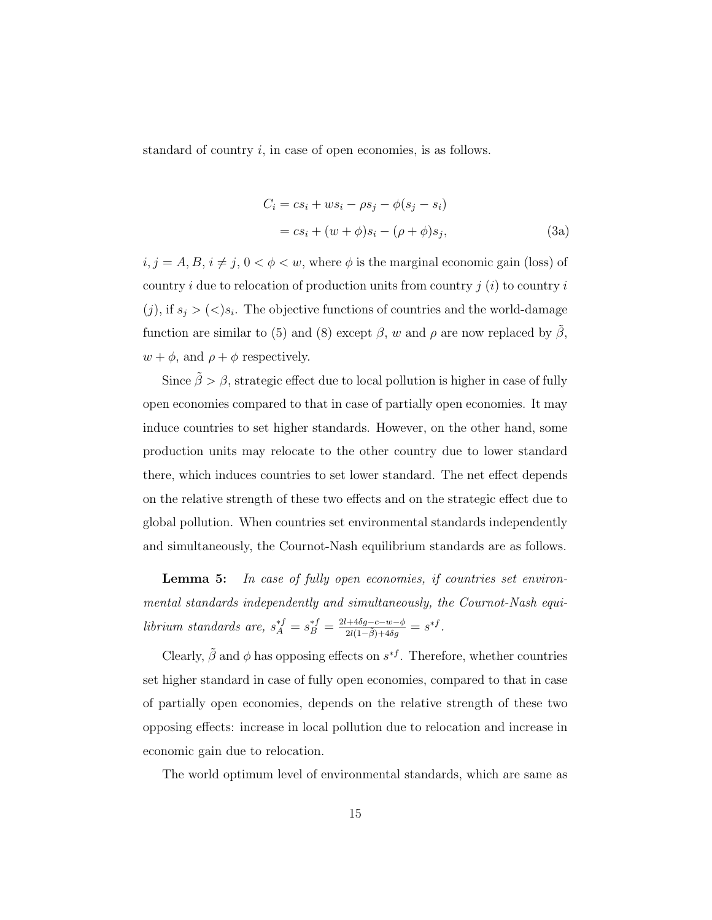standard of country $i$, in case of open economies, is as follows.

$$
\begin{aligned}
C_i &= cs_i + ws_i - \rho s_j - \phi(s_j - s_i) \\
&= cs_i + (w + \phi)s_i - (\rho + \phi)s_j,
\end{aligned} \tag{3a}
$$

$i, j = A, B$, $i \neq j$, $0 < \phi < w$, where $\phi$ is the marginal economic gain (loss) of country $i$ due to relocation of production units from country $j$ ($i$) to country $i$ ($j$), if $s_j > (<) s_i$. The objective functions of countries and the world-damage function are similar to (5) and (8) except $\beta$, $w$ and $\rho$ are now replaced by $\tilde{\beta}$, $w + \phi$, and $\rho + \phi$ respectively.

Since $\tilde{\beta} > \beta$, strategic effect due to local pollution is higher in case of fully open economies compared to that in case of partially open economies. It may induce countries to set higher standards. However, on the other hand, some production units may relocate to the other country due to lower standard there, which induces countries to set lower standard. The net effect depends on the relative strength of these two effects and on the strategic effect due to global pollution. When countries set environmental standards independently and simultaneously, the Cournot-Nash equilibrium standards are as follows.

**Lemma 5:** *In case of fully open economies, if countries set environmental standards independently and simultaneously, the Cournot-Nash equilibrium standards are,* $s_A^{*f} = s_B^{*f} = \frac{2l + 4\delta g - c - w - \phi}{2l(1-\tilde{\beta}) + 4\delta g} = s^{*f}$.

Clearly, $\tilde{\beta}$ and $\phi$ has opposing effects on $s^{*f}$. Therefore, whether countries set higher standard in case of fully open economies, compared to that in case of partially open economies, depends on the relative strength of these two opposing effects: increase in local pollution due to relocation and increase in economic gain due to relocation.

The world optimum level of environmental standards, which are same as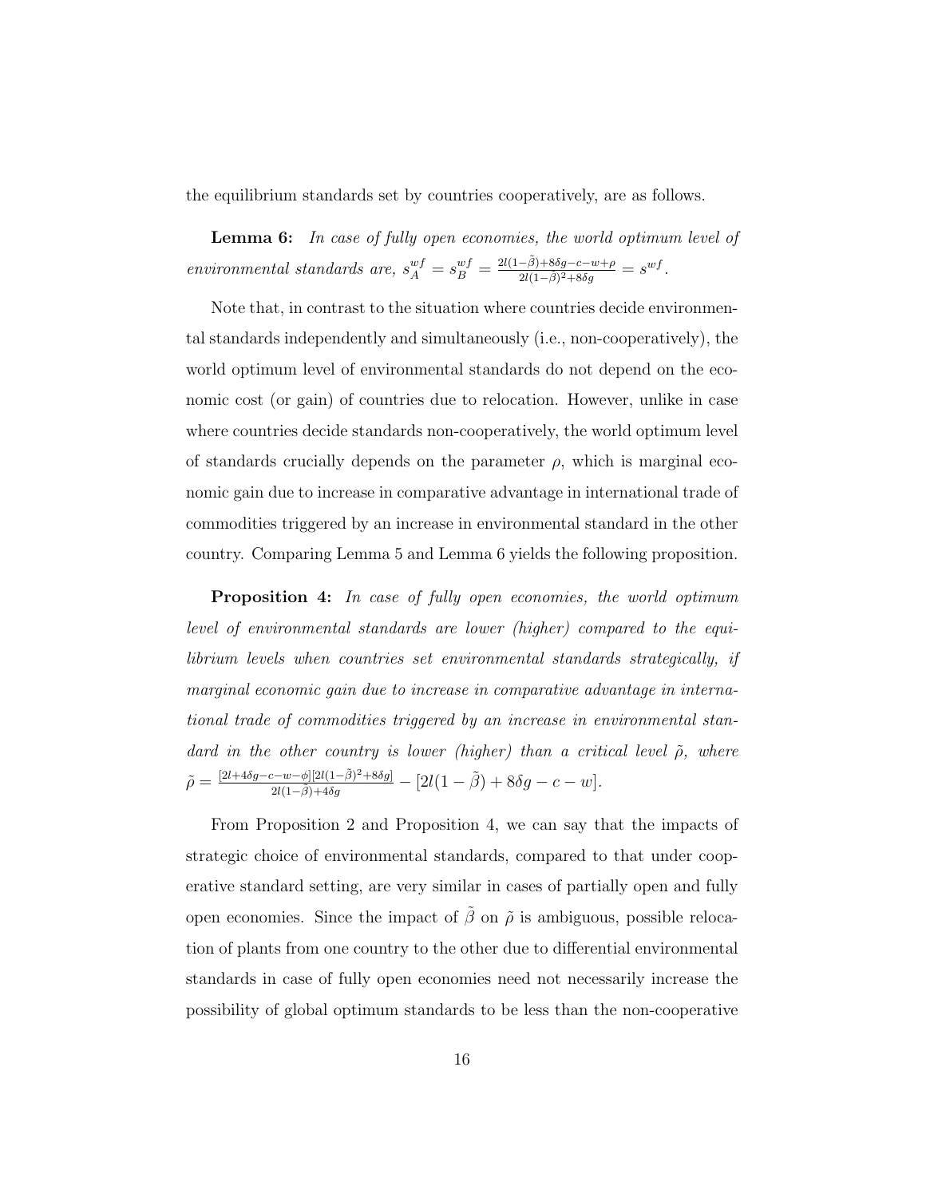the equilibrium standards set by countries cooperatively, are as follows.

**Lemma 6:** *In case of fully open economies, the world optimum level of environmental standards are,* $s_A^{wf} = s_B^{wf} = \frac{2l(1-\tilde{\beta})+8\delta g-c-w+\rho}{2l(1-\beta)^2+8\delta g} = s^{wf}$.

Note that, in contrast to the situation where countries decide environmental standards independently and simultaneously (i.e., non-cooperatively), the world optimum level of environmental standards do not depend on the economic cost (or gain) of countries due to relocation. However, unlike in case where countries decide standards non-cooperatively, the world optimum level of standards crucially depends on the parameter $\rho$, which is marginal economic gain due to increase in comparative advantage in international trade of commodities triggered by an increase in environmental standard in the other country. Comparing Lemma 5 and Lemma 6 yields the following proposition.

**Proposition 4:** *In case of fully open economies, the world optimum level of environmental standards are lower (higher) compared to the equilibrium levels when countries set environmental standards strategically, if marginal economic gain due to increase in comparative advantage in international trade of commodities triggered by an increase in environmental standard in the other country is lower (higher) than a critical level* $\tilde{\rho}$*, where* $\tilde{\rho} = \frac{[2l+4\delta g-c-w-\phi][2l(1-\tilde{\beta})^2+8\delta g]}{2l(1-\tilde{\beta})+4\delta g} - [2l(1-\tilde{\beta})+8\delta g-c-w]$.

From Proposition 2 and Proposition 4, we can say that the impacts of strategic choice of environmental standards, compared to that under cooperative standard setting, are very similar in cases of partially open and fully open economies. Since the impact of $\tilde{\beta}$ on $\tilde{\rho}$ is ambiguous, possible relocation of plants from one country to the other due to differential environmental standards in case of fully open economies need not necessarily increase the possibility of global optimum standards to be less than the non-cooperative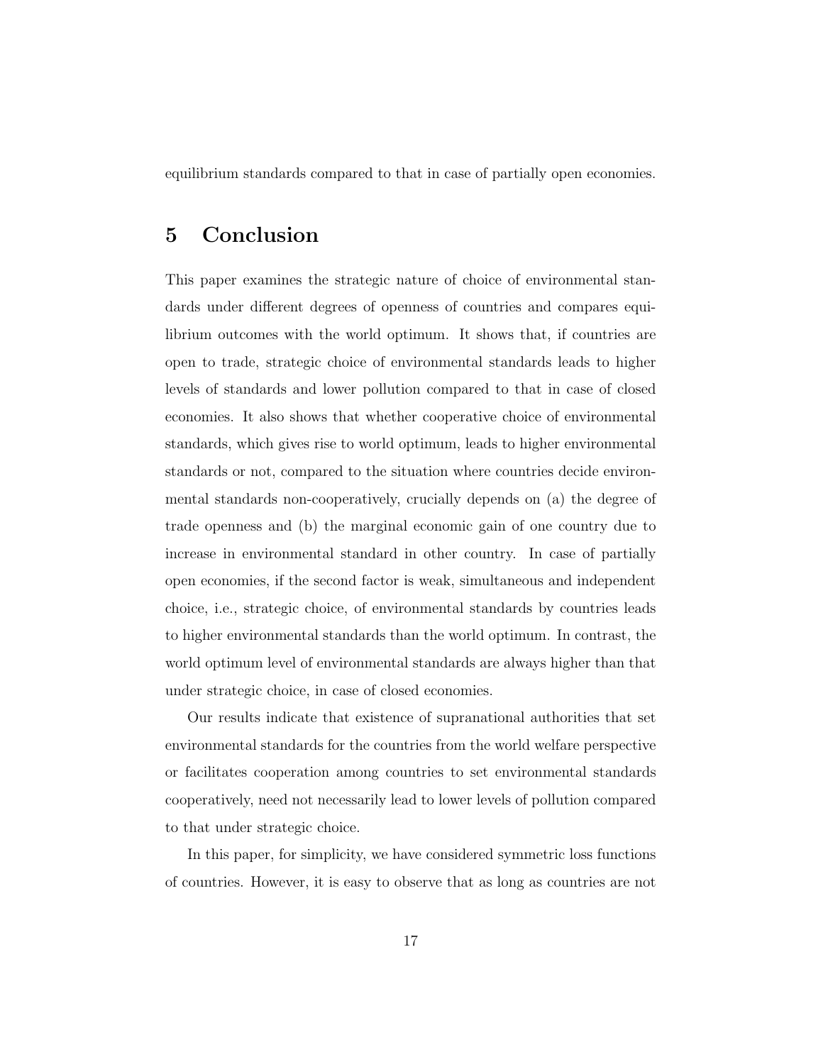equilibrium standards compared to that in case of partially open economies.

## 5 Conclusion

This paper examines the strategic nature of choice of environmental standards under different degrees of openness of countries and compares equilibrium outcomes with the world optimum. It shows that, if countries are open to trade, strategic choice of environmental standards leads to higher levels of standards and lower pollution compared to that in case of closed economies. It also shows that whether cooperative choice of environmental standards, which gives rise to world optimum, leads to higher environmental standards or not, compared to the situation where countries decide environmental standards non-cooperatively, crucially depends on (a) the degree of trade openness and (b) the marginal economic gain of one country due to increase in environmental standard in other country. In case of partially open economies, if the second factor is weak, simultaneous and independent choice, i.e., strategic choice, of environmental standards by countries leads to higher environmental standards than the world optimum. In contrast, the world optimum level of environmental standards are always higher than that under strategic choice, in case of closed economies.

Our results indicate that existence of supranational authorities that set environmental standards for the countries from the world welfare perspective or facilitates cooperation among countries to set environmental standards cooperatively, need not necessarily lead to lower levels of pollution compared to that under strategic choice.

In this paper, for simplicity, we have considered symmetric loss functions of countries. However, it is easy to observe that as long as countries are not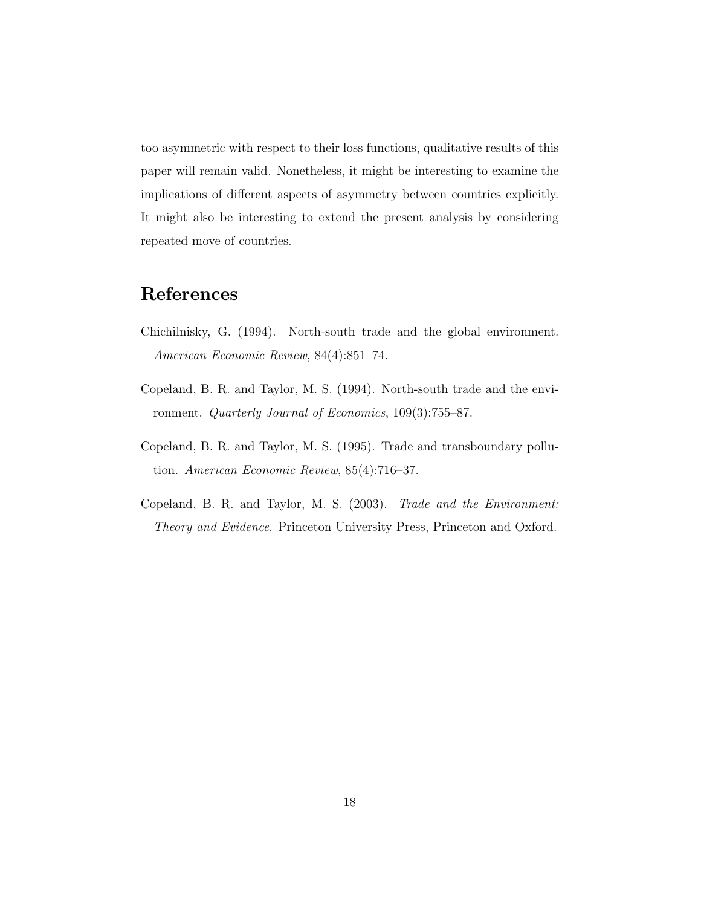too asymmetric with respect to their loss functions, qualitative results of this paper will remain valid. Nonetheless, it might be interesting to examine the implications of different aspects of asymmetry between countries explicitly. It might also be interesting to extend the present analysis by considering repeated move of countries.

## References

Chichilnisky, G. (1994). North-south trade and the global environment. *American Economic Review*, 84(4):851–74.

Copeland, B. R. and Taylor, M. S. (1994). North-south trade and the environment. *Quarterly Journal of Economics*, 109(3):755–87.

Copeland, B. R. and Taylor, M. S. (1995). Trade and transboundary pollution. *American Economic Review*, 85(4):716–37.

Copeland, B. R. and Taylor, M. S. (2003). *Trade and the Environment: Theory and Evidence*. Princeton University Press, Princeton and Oxford.